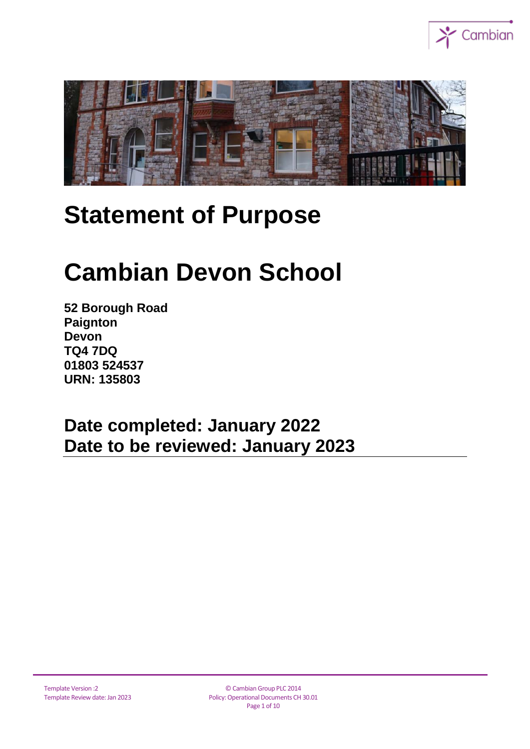# Statement of Purpose

# Cambian Devon School

**52 Borough Road**
**Paignton**
**Devon**
**TQ4 7DQ**
**01803 524537**
**URN: 135803**

## Date completed: January 2022
## Date to be reviewed: January 2023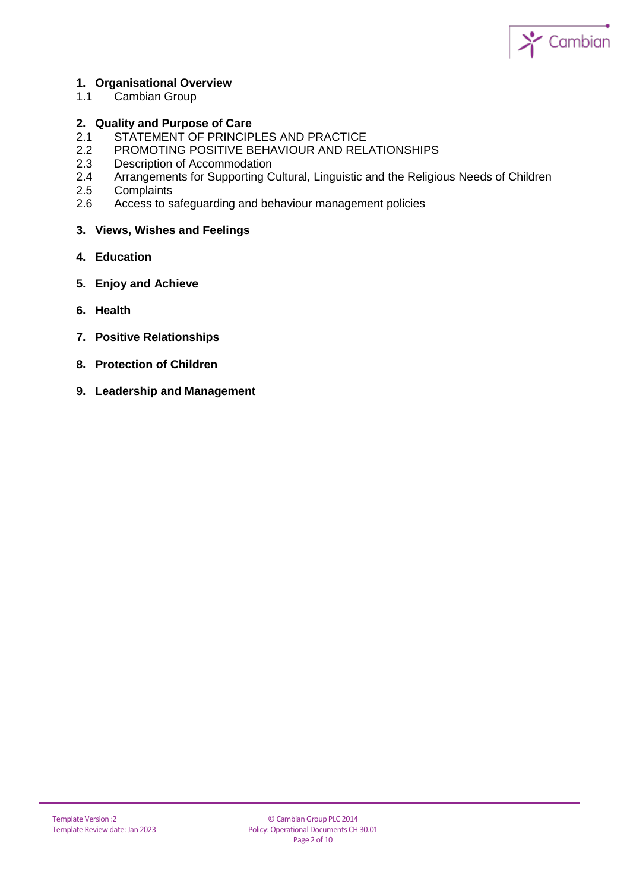1. **Organisational Overview**

   1.1 Cambian Group

2. **Quality and Purpose of Care**

   2.1 STATEMENT OF PRINCIPLES AND PRACTICE

   2.2 PROMOTING POSITIVE BEHAVIOUR AND RELATIONSHIPS

   2.3 Description of Accommodation

   2.4 Arrangements for Supporting Cultural, Linguistic and the Religious Needs of Children

   2.5 Complaints

   2.6 Access to safeguarding and behaviour management policies

3. **Views, Wishes and Feelings**

4. **Education**

5. **Enjoy and Achieve**

6. **Health**

7. **Positive Relationships**

8. **Protection of Children**

9. **Leadership and Management**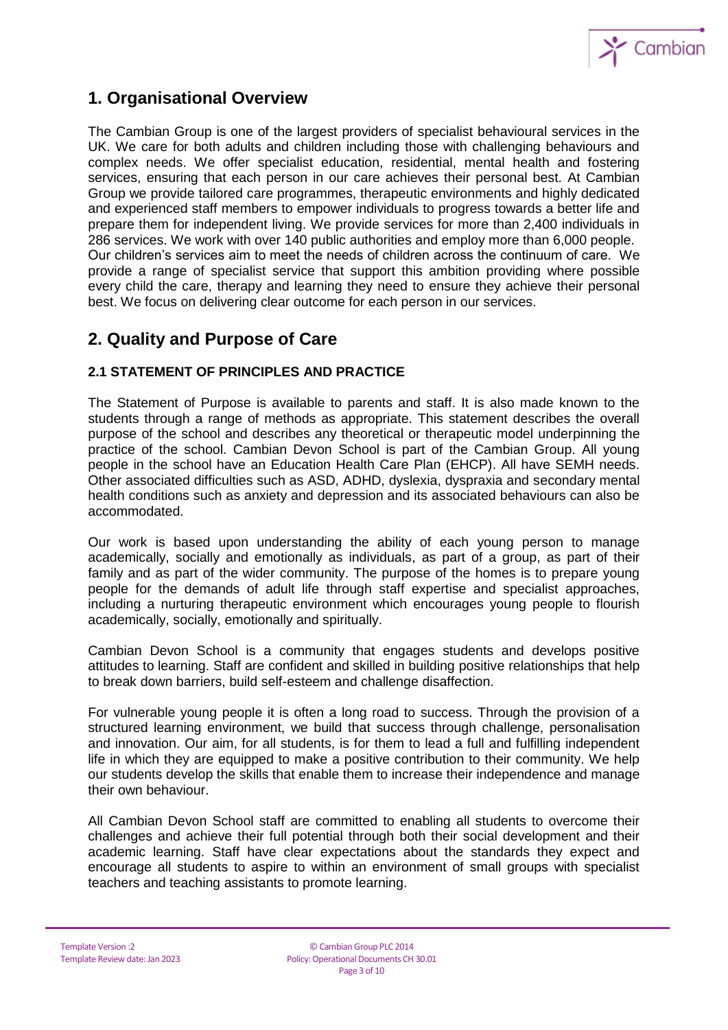## 1. Organisational Overview

The Cambian Group is one of the largest providers of specialist behavioural services in the UK. We care for both adults and children including those with challenging behaviours and complex needs. We offer specialist education, residential, mental health and fostering services, ensuring that each person in our care achieves their personal best. At Cambian Group we provide tailored care programmes, therapeutic environments and highly dedicated and experienced staff members to empower individuals to progress towards a better life and prepare them for independent living. We provide services for more than 2,400 individuals in 286 services. We work with over 140 public authorities and employ more than 6,000 people. Our children's services aim to meet the needs of children across the continuum of care. We provide a range of specialist service that support this ambition providing where possible every child the care, therapy and learning they need to ensure they achieve their personal best. We focus on delivering clear outcome for each person in our services.

## 2. Quality and Purpose of Care

### 2.1 STATEMENT OF PRINCIPLES AND PRACTICE

The Statement of Purpose is available to parents and staff. It is also made known to the students through a range of methods as appropriate. This statement describes the overall purpose of the school and describes any theoretical or therapeutic model underpinning the practice of the school. Cambian Devon School is part of the Cambian Group. All young people in the school have an Education Health Care Plan (EHCP). All have SEMH needs. Other associated difficulties such as ASD, ADHD, dyslexia, dyspraxia and secondary mental health conditions such as anxiety and depression and its associated behaviours can also be accommodated.

Our work is based upon understanding the ability of each young person to manage academically, socially and emotionally as individuals, as part of a group, as part of their family and as part of the wider community. The purpose of the homes is to prepare young people for the demands of adult life through staff expertise and specialist approaches, including a nurturing therapeutic environment which encourages young people to flourish academically, socially, emotionally and spiritually.

Cambian Devon School is a community that engages students and develops positive attitudes to learning. Staff are confident and skilled in building positive relationships that help to break down barriers, build self-esteem and challenge disaffection.

For vulnerable young people it is often a long road to success. Through the provision of a structured learning environment, we build that success through challenge, personalisation and innovation. Our aim, for all students, is for them to lead a full and fulfilling independent life in which they are equipped to make a positive contribution to their community. We help our students develop the skills that enable them to increase their independence and manage their own behaviour.

All Cambian Devon School staff are committed to enabling all students to overcome their challenges and achieve their full potential through both their social development and their academic learning. Staff have clear expectations about the standards they expect and encourage all students to aspire to within an environment of small groups with specialist teachers and teaching assistants to promote learning.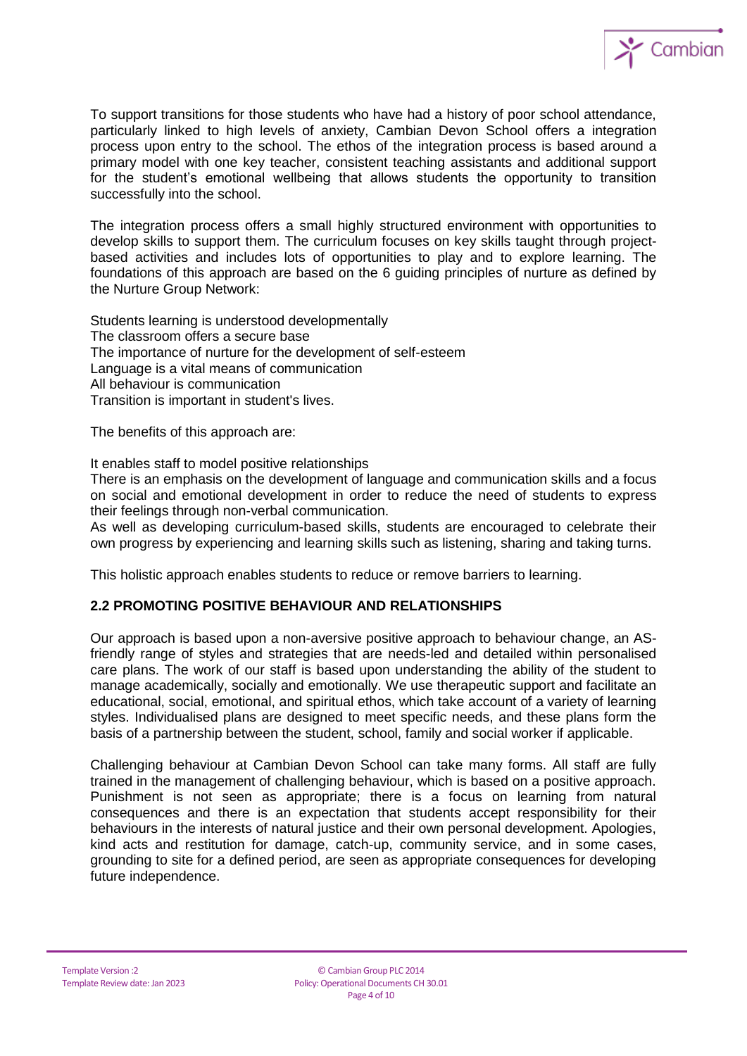To support transitions for those students who have had a history of poor school attendance, particularly linked to high levels of anxiety, Cambian Devon School offers a integration process upon entry to the school. The ethos of the integration process is based around a primary model with one key teacher, consistent teaching assistants and additional support for the student's emotional wellbeing that allows students the opportunity to transition successfully into the school.

The integration process offers a small highly structured environment with opportunities to develop skills to support them. The curriculum focuses on key skills taught through project-based activities and includes lots of opportunities to play and to explore learning. The foundations of this approach are based on the 6 guiding principles of nurture as defined by the Nurture Group Network:

Students learning is understood developmentally
The classroom offers a secure base
The importance of nurture for the development of self-esteem
Language is a vital means of communication
All behaviour is communication
Transition is important in student's lives.

The benefits of this approach are:

It enables staff to model positive relationships
There is an emphasis on the development of language and communication skills and a focus on social and emotional development in order to reduce the need of students to express their feelings through non-verbal communication.
As well as developing curriculum-based skills, students are encouraged to celebrate their own progress by experiencing and learning skills such as listening, sharing and taking turns.

This holistic approach enables students to reduce or remove barriers to learning.

## 2.2 PROMOTING POSITIVE BEHAVIOUR AND RELATIONSHIPS

Our approach is based upon a non-aversive positive approach to behaviour change, an AS-friendly range of styles and strategies that are needs-led and detailed within personalised care plans. The work of our staff is based upon understanding the ability of the student to manage academically, socially and emotionally. We use therapeutic support and facilitate an educational, social, emotional, and spiritual ethos, which take account of a variety of learning styles. Individualised plans are designed to meet specific needs, and these plans form the basis of a partnership between the student, school, family and social worker if applicable.

Challenging behaviour at Cambian Devon School can take many forms. All staff are fully trained in the management of challenging behaviour, which is based on a positive approach. Punishment is not seen as appropriate; there is a focus on learning from natural consequences and there is an expectation that students accept responsibility for their behaviours in the interests of natural justice and their own personal development. Apologies, kind acts and restitution for damage, catch-up, community service, and in some cases, grounding to site for a defined period, are seen as appropriate consequences for developing future independence.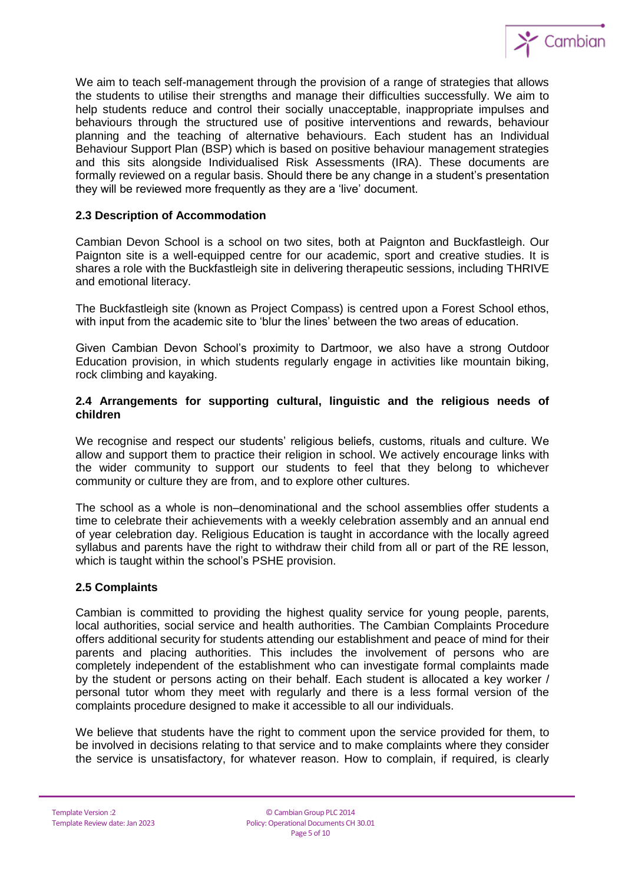We aim to teach self-management through the provision of a range of strategies that allows the students to utilise their strengths and manage their difficulties successfully. We aim to help students reduce and control their socially unacceptable, inappropriate impulses and behaviours through the structured use of positive interventions and rewards, behaviour planning and the teaching of alternative behaviours. Each student has an Individual Behaviour Support Plan (BSP) which is based on positive behaviour management strategies and this sits alongside Individualised Risk Assessments (IRA). These documents are formally reviewed on a regular basis. Should there be any change in a student's presentation they will be reviewed more frequently as they are a 'live' document.

### 2.3 Description of Accommodation

Cambian Devon School is a school on two sites, both at Paignton and Buckfastleigh. Our Paignton site is a well-equipped centre for our academic, sport and creative studies. It is shares a role with the Buckfastleigh site in delivering therapeutic sessions, including THRIVE and emotional literacy.

The Buckfastleigh site (known as Project Compass) is centred upon a Forest School ethos, with input from the academic site to 'blur the lines' between the two areas of education.

Given Cambian Devon School's proximity to Dartmoor, we also have a strong Outdoor Education provision, in which students regularly engage in activities like mountain biking, rock climbing and kayaking.

### 2.4 Arrangements for supporting cultural, linguistic and the religious needs of children

We recognise and respect our students' religious beliefs, customs, rituals and culture. We allow and support them to practice their religion in school. We actively encourage links with the wider community to support our students to feel that they belong to whichever community or culture they are from, and to explore other cultures.

The school as a whole is non–denominational and the school assemblies offer students a time to celebrate their achievements with a weekly celebration assembly and an annual end of year celebration day. Religious Education is taught in accordance with the locally agreed syllabus and parents have the right to withdraw their child from all or part of the RE lesson, which is taught within the school's PSHE provision.

### 2.5 Complaints

Cambian is committed to providing the highest quality service for young people, parents, local authorities, social service and health authorities. The Cambian Complaints Procedure offers additional security for students attending our establishment and peace of mind for their parents and placing authorities. This includes the involvement of persons who are completely independent of the establishment who can investigate formal complaints made by the student or persons acting on their behalf. Each student is allocated a key worker / personal tutor whom they meet with regularly and there is a less formal version of the complaints procedure designed to make it accessible to all our individuals.

We believe that students have the right to comment upon the service provided for them, to be involved in decisions relating to that service and to make complaints where they consider the service is unsatisfactory, for whatever reason. How to complain, if required, is clearly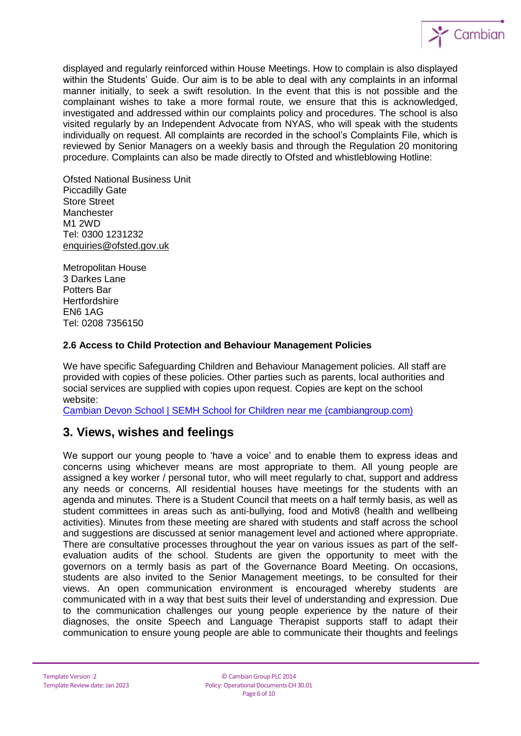displayed and regularly reinforced within House Meetings. How to complain is also displayed within the Students' Guide. Our aim is to be able to deal with any complaints in an informal manner initially, to seek a swift resolution. In the event that this is not possible and the complainant wishes to take a more formal route, we ensure that this is acknowledged, investigated and addressed within our complaints policy and procedures. The school is also visited regularly by an Independent Advocate from NYAS, who will speak with the students individually on request. All complaints are recorded in the school's Complaints File, which is reviewed by Senior Managers on a weekly basis and through the Regulation 20 monitoring procedure. Complaints can also be made directly to Ofsted and whistleblowing Hotline:

Ofsted National Business Unit
Piccadilly Gate
Store Street
Manchester
M1 2WD
Tel: 0300 1231232
enquiries@ofsted.gov.uk

Metropolitan House
3 Darkes Lane
Potters Bar
Hertfordshire
EN6 1AG
Tel: 0208 7356150

### 2.6 Access to Child Protection and Behaviour Management Policies

We have specific Safeguarding Children and Behaviour Management policies. All staff are provided with copies of these policies. Other parties such as parents, local authorities and social services are supplied with copies upon request. Copies are kept on the school website:
Cambian Devon School | SEMH School for Children near me (cambiangroup.com)

## 3. Views, wishes and feelings

We support our young people to 'have a voice' and to enable them to express ideas and concerns using whichever means are most appropriate to them. All young people are assigned a key worker / personal tutor, who will meet regularly to chat, support and address any needs or concerns. All residential houses have meetings for the students with an agenda and minutes. There is a Student Council that meets on a half termly basis, as well as student committees in areas such as anti-bullying, food and Motiv8 (health and wellbeing activities). Minutes from these meeting are shared with students and staff across the school and suggestions are discussed at senior management level and actioned where appropriate. There are consultative processes throughout the year on various issues as part of the self-evaluation audits of the school. Students are given the opportunity to meet with the governors on a termly basis as part of the Governance Board Meeting. On occasions, students are also invited to the Senior Management meetings, to be consulted for their views. An open communication environment is encouraged whereby students are communicated with in a way that best suits their level of understanding and expression. Due to the communication challenges our young people experience by the nature of their diagnoses, the onsite Speech and Language Therapist supports staff to adapt their communication to ensure young people are able to communicate their thoughts and feelings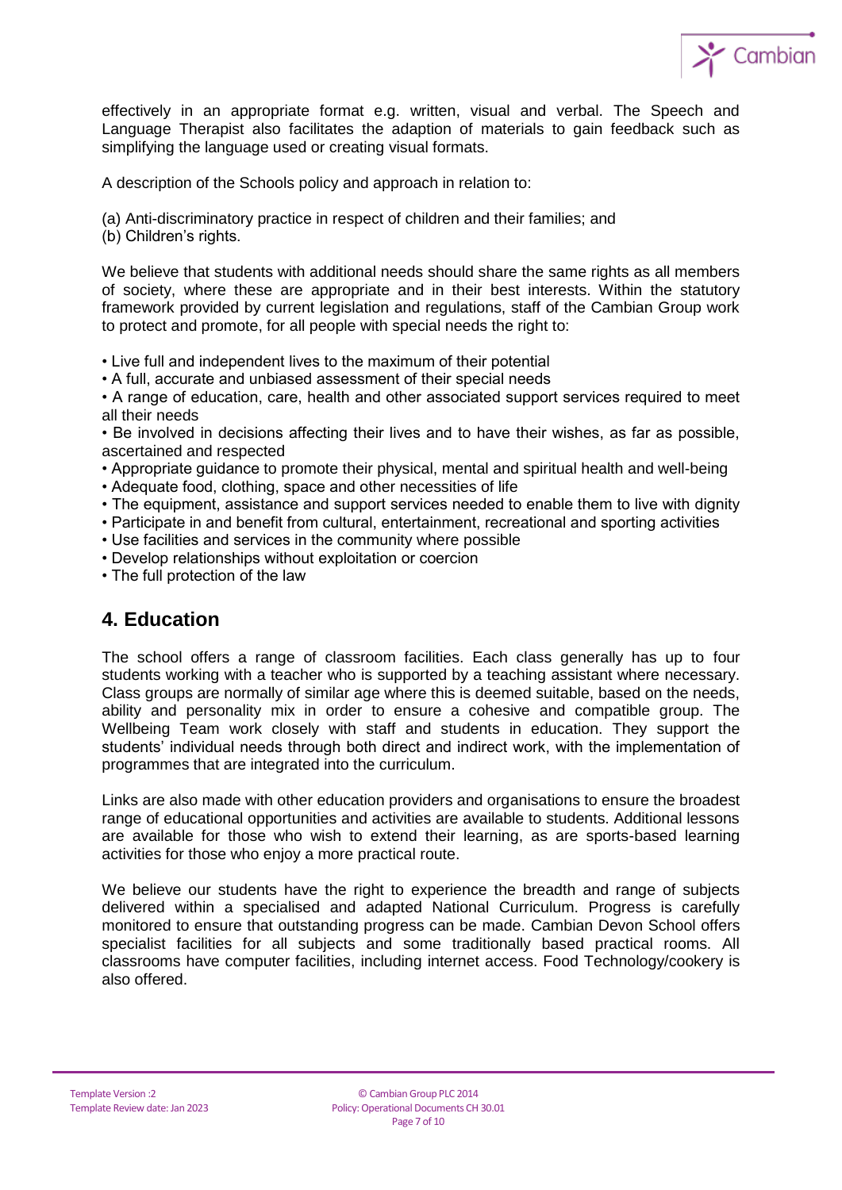effectively in an appropriate format e.g. written, visual and verbal. The Speech and Language Therapist also facilitates the adaption of materials to gain feedback such as simplifying the language used or creating visual formats.

A description of the Schools policy and approach in relation to:

(a) Anti-discriminatory practice in respect of children and their families; and
(b) Children's rights.

We believe that students with additional needs should share the same rights as all members of society, where these are appropriate and in their best interests. Within the statutory framework provided by current legislation and regulations, staff of the Cambian Group work to protect and promote, for all people with special needs the right to:

- Live full and independent lives to the maximum of their potential
- A full, accurate and unbiased assessment of their special needs
- A range of education, care, health and other associated support services required to meet all their needs
- Be involved in decisions affecting their lives and to have their wishes, as far as possible, ascertained and respected
- Appropriate guidance to promote their physical, mental and spiritual health and well-being
- Adequate food, clothing, space and other necessities of life
- The equipment, assistance and support services needed to enable them to live with dignity
- Participate in and benefit from cultural, entertainment, recreational and sporting activities
- Use facilities and services in the community where possible
- Develop relationships without exploitation or coercion
- The full protection of the law

## 4. Education

The school offers a range of classroom facilities. Each class generally has up to four students working with a teacher who is supported by a teaching assistant where necessary. Class groups are normally of similar age where this is deemed suitable, based on the needs, ability and personality mix in order to ensure a cohesive and compatible group. The Wellbeing Team work closely with staff and students in education. They support the students' individual needs through both direct and indirect work, with the implementation of programmes that are integrated into the curriculum.

Links are also made with other education providers and organisations to ensure the broadest range of educational opportunities and activities are available to students. Additional lessons are available for those who wish to extend their learning, as are sports-based learning activities for those who enjoy a more practical route.

We believe our students have the right to experience the breadth and range of subjects delivered within a specialised and adapted National Curriculum. Progress is carefully monitored to ensure that outstanding progress can be made. Cambian Devon School offers specialist facilities for all subjects and some traditionally based practical rooms. All classrooms have computer facilities, including internet access. Food Technology/cookery is also offered.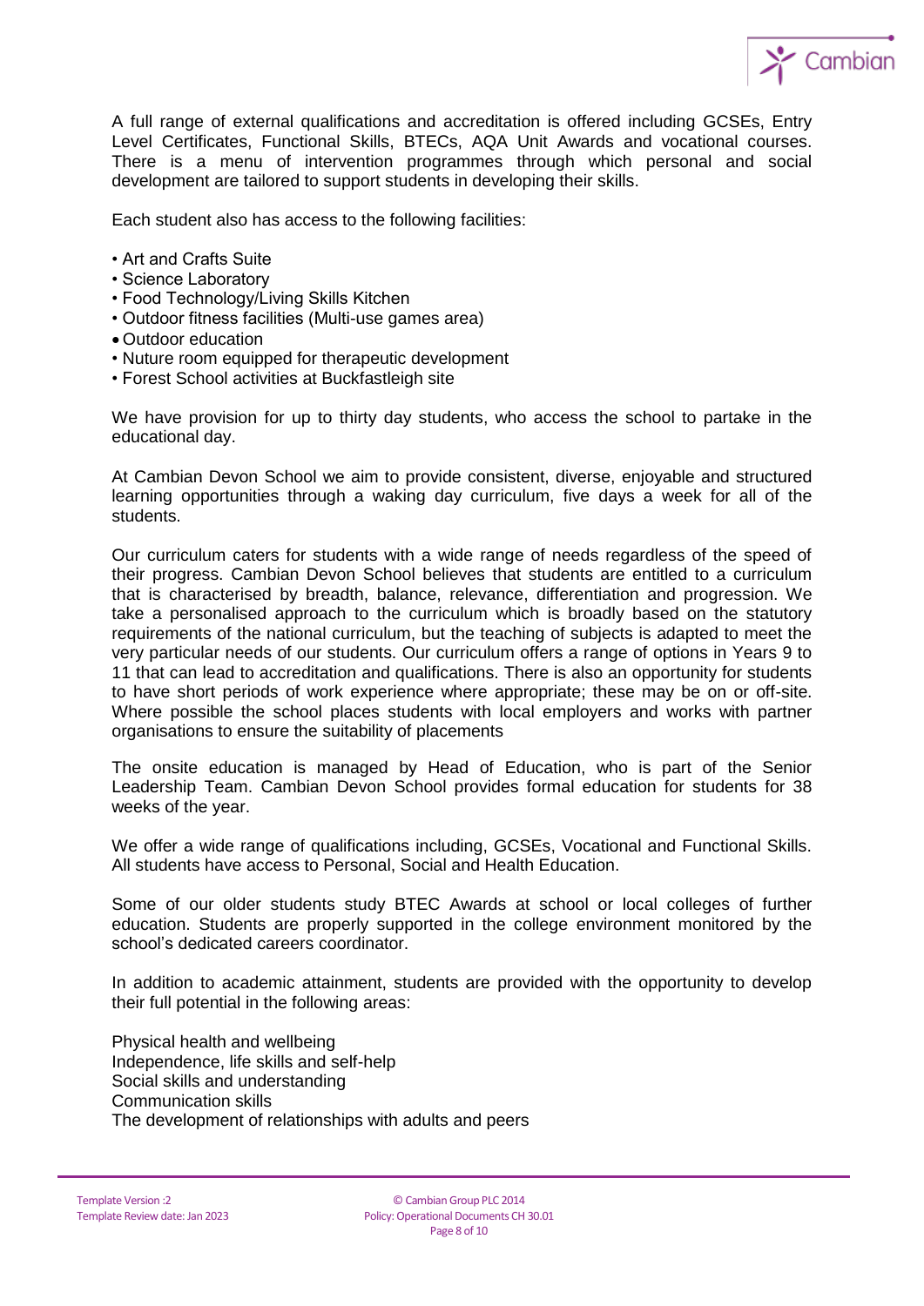A full range of external qualifications and accreditation is offered including GCSEs, Entry Level Certificates, Functional Skills, BTECs, AQA Unit Awards and vocational courses. There is a menu of intervention programmes through which personal and social development are tailored to support students in developing their skills.

Each student also has access to the following facilities:

- Art and Crafts Suite
- Science Laboratory
- Food Technology/Living Skills Kitchen
- Outdoor fitness facilities (Multi-use games area)
- Outdoor education
- Nuture room equipped for therapeutic development
- Forest School activities at Buckfastleigh site

We have provision for up to thirty day students, who access the school to partake in the educational day.

At Cambian Devon School we aim to provide consistent, diverse, enjoyable and structured learning opportunities through a waking day curriculum, five days a week for all of the students.

Our curriculum caters for students with a wide range of needs regardless of the speed of their progress. Cambian Devon School believes that students are entitled to a curriculum that is characterised by breadth, balance, relevance, differentiation and progression. We take a personalised approach to the curriculum which is broadly based on the statutory requirements of the national curriculum, but the teaching of subjects is adapted to meet the very particular needs of our students. Our curriculum offers a range of options in Years 9 to 11 that can lead to accreditation and qualifications. There is also an opportunity for students to have short periods of work experience where appropriate; these may be on or off-site. Where possible the school places students with local employers and works with partner organisations to ensure the suitability of placements

The onsite education is managed by Head of Education, who is part of the Senior Leadership Team. Cambian Devon School provides formal education for students for 38 weeks of the year.

We offer a wide range of qualifications including, GCSEs, Vocational and Functional Skills. All students have access to Personal, Social and Health Education.

Some of our older students study BTEC Awards at school or local colleges of further education. Students are properly supported in the college environment monitored by the school's dedicated careers coordinator.

In addition to academic attainment, students are provided with the opportunity to develop their full potential in the following areas:

Physical health and wellbeing
Independence, life skills and self-help
Social skills and understanding
Communication skills
The development of relationships with adults and peers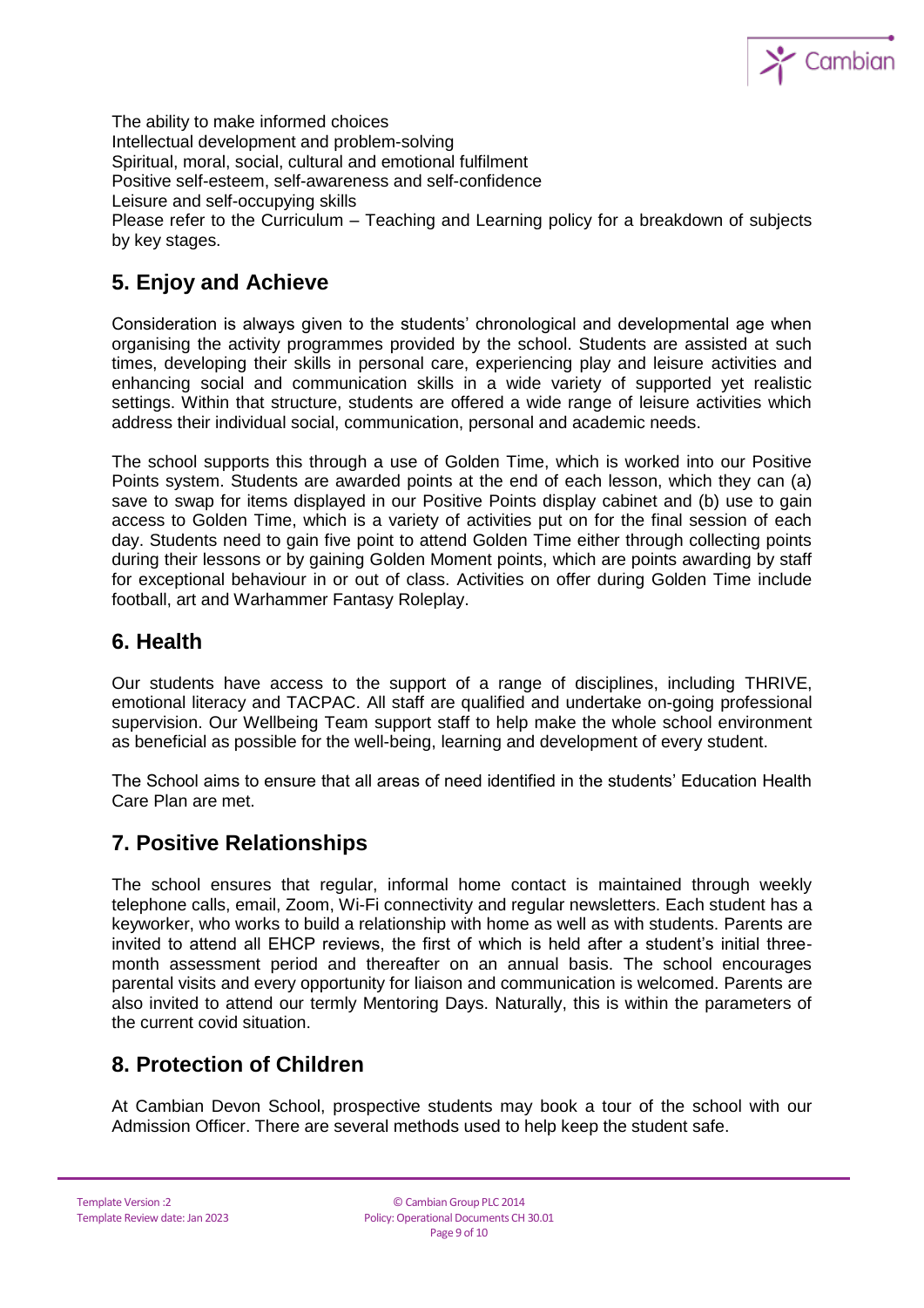The ability to make informed choices
Intellectual development and problem-solving
Spiritual, moral, social, cultural and emotional fulfilment
Positive self-esteem, self-awareness and self-confidence
Leisure and self-occupying skills
Please refer to the Curriculum – Teaching and Learning policy for a breakdown of subjects by key stages.

## 5. Enjoy and Achieve

Consideration is always given to the students' chronological and developmental age when organising the activity programmes provided by the school. Students are assisted at such times, developing their skills in personal care, experiencing play and leisure activities and enhancing social and communication skills in a wide variety of supported yet realistic settings. Within that structure, students are offered a wide range of leisure activities which address their individual social, communication, personal and academic needs.

The school supports this through a use of Golden Time, which is worked into our Positive Points system. Students are awarded points at the end of each lesson, which they can (a) save to swap for items displayed in our Positive Points display cabinet and (b) use to gain access to Golden Time, which is a variety of activities put on for the final session of each day. Students need to gain five point to attend Golden Time either through collecting points during their lessons or by gaining Golden Moment points, which are points awarding by staff for exceptional behaviour in or out of class. Activities on offer during Golden Time include football, art and Warhammer Fantasy Roleplay.

## 6. Health

Our students have access to the support of a range of disciplines, including THRIVE, emotional literacy and TACPAC. All staff are qualified and undertake on-going professional supervision. Our Wellbeing Team support staff to help make the whole school environment as beneficial as possible for the well-being, learning and development of every student.

The School aims to ensure that all areas of need identified in the students' Education Health Care Plan are met.

## 7. Positive Relationships

The school ensures that regular, informal home contact is maintained through weekly telephone calls, email, Zoom, Wi-Fi connectivity and regular newsletters. Each student has a keyworker, who works to build a relationship with home as well as with students. Parents are invited to attend all EHCP reviews, the first of which is held after a student's initial three-month assessment period and thereafter on an annual basis. The school encourages parental visits and every opportunity for liaison and communication is welcomed. Parents are also invited to attend our termly Mentoring Days. Naturally, this is within the parameters of the current covid situation.

## 8. Protection of Children

At Cambian Devon School, prospective students may book a tour of the school with our Admission Officer. There are several methods used to help keep the student safe.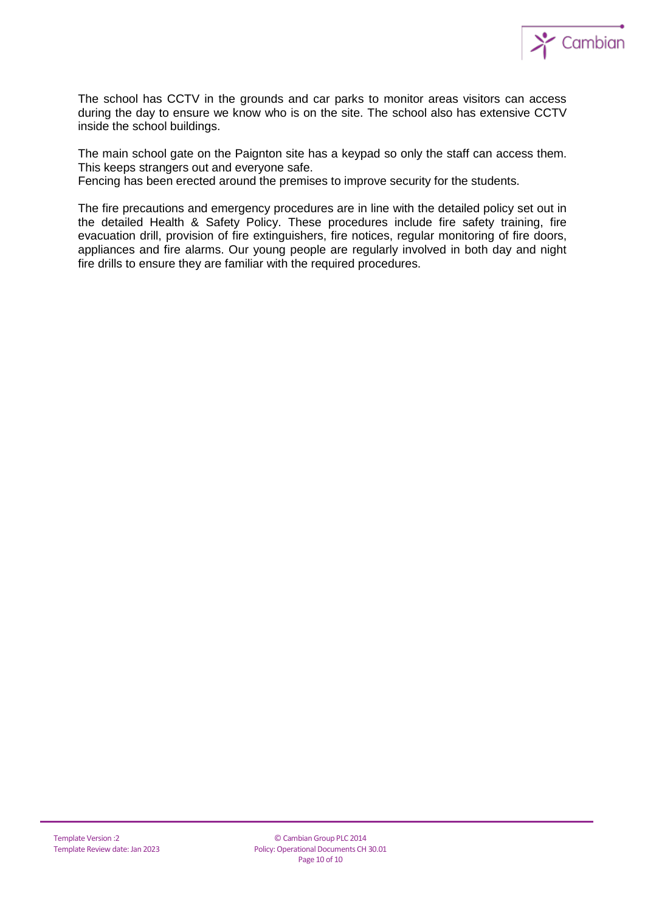The school has CCTV in the grounds and car parks to monitor areas visitors can access during the day to ensure we know who is on the site. The school also has extensive CCTV inside the school buildings.

The main school gate on the Paignton site has a keypad so only the staff can access them. This keeps strangers out and everyone safe.
Fencing has been erected around the premises to improve security for the students.

The fire precautions and emergency procedures are in line with the detailed policy set out in the detailed Health & Safety Policy. These procedures include fire safety training, fire evacuation drill, provision of fire extinguishers, fire notices, regular monitoring of fire doors, appliances and fire alarms. Our young people are regularly involved in both day and night fire drills to ensure they are familiar with the required procedures.